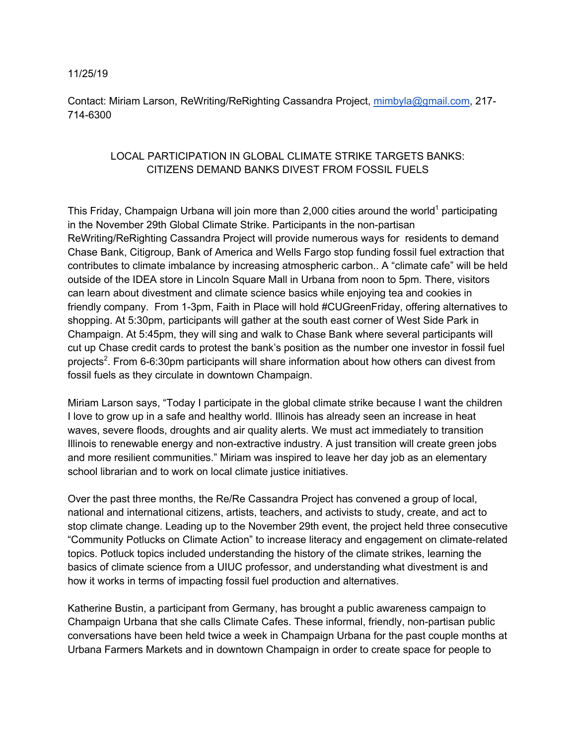11/25/19

Contact: Miriam Larson, ReWriting/ReRighting Cassandra Project, mimbyla@gmail.com, 217-714-6300

## LOCAL PARTICIPATION IN GLOBAL CLIMATE STRIKE TARGETS BANKS: CITIZENS DEMAND BANKS DIVEST FROM FOSSIL FUELS

This Friday, Champaign Urbana will join more than 2,000 cities around the world[1] participating in the November 29th Global Climate Strike. Participants in the non-partisan ReWriting/ReRighting Cassandra Project will provide numerous ways for residents to demand Chase Bank, Citigroup, Bank of America and Wells Fargo stop funding fossil fuel extraction that contributes to climate imbalance by increasing atmospheric carbon.. A "climate cafe" will be held outside of the IDEA store in Lincoln Square Mall in Urbana from noon to 5pm. There, visitors can learn about divestment and climate science basics while enjoying tea and cookies in friendly company. From 1-3pm, Faith in Place will hold #CUGreenFriday, offering alternatives to shopping. At 5:30pm, participants will gather at the south east corner of West Side Park in Champaign. At 5:45pm, they will sing and walk to Chase Bank where several participants will cut up Chase credit cards to protest the bank's position as the number one investor in fossil fuel projects[2]. From 6-6:30pm participants will share information about how others can divest from fossil fuels as they circulate in downtown Champaign.

Miriam Larson says, "Today I participate in the global climate strike because I want the children I love to grow up in a safe and healthy world. Illinois has already seen an increase in heat waves, severe floods, droughts and air quality alerts. We must act immediately to transition Illinois to renewable energy and non-extractive industry. A just transition will create green jobs and more resilient communities." Miriam was inspired to leave her day job as an elementary school librarian and to work on local climate justice initiatives.

Over the past three months, the Re/Re Cassandra Project has convened a group of local, national and international citizens, artists, teachers, and activists to study, create, and act to stop climate change. Leading up to the November 29th event, the project held three consecutive "Community Potlucks on Climate Action" to increase literacy and engagement on climate-related topics. Potluck topics included understanding the history of the climate strikes, learning the basics of climate science from a UIUC professor, and understanding what divestment is and how it works in terms of impacting fossil fuel production and alternatives.

Katherine Bustin, a participant from Germany, has brought a public awareness campaign to Champaign Urbana that she calls Climate Cafes. These informal, friendly, non-partisan public conversations have been held twice a week in Champaign Urbana for the past couple months at Urbana Farmers Markets and in downtown Champaign in order to create space for people to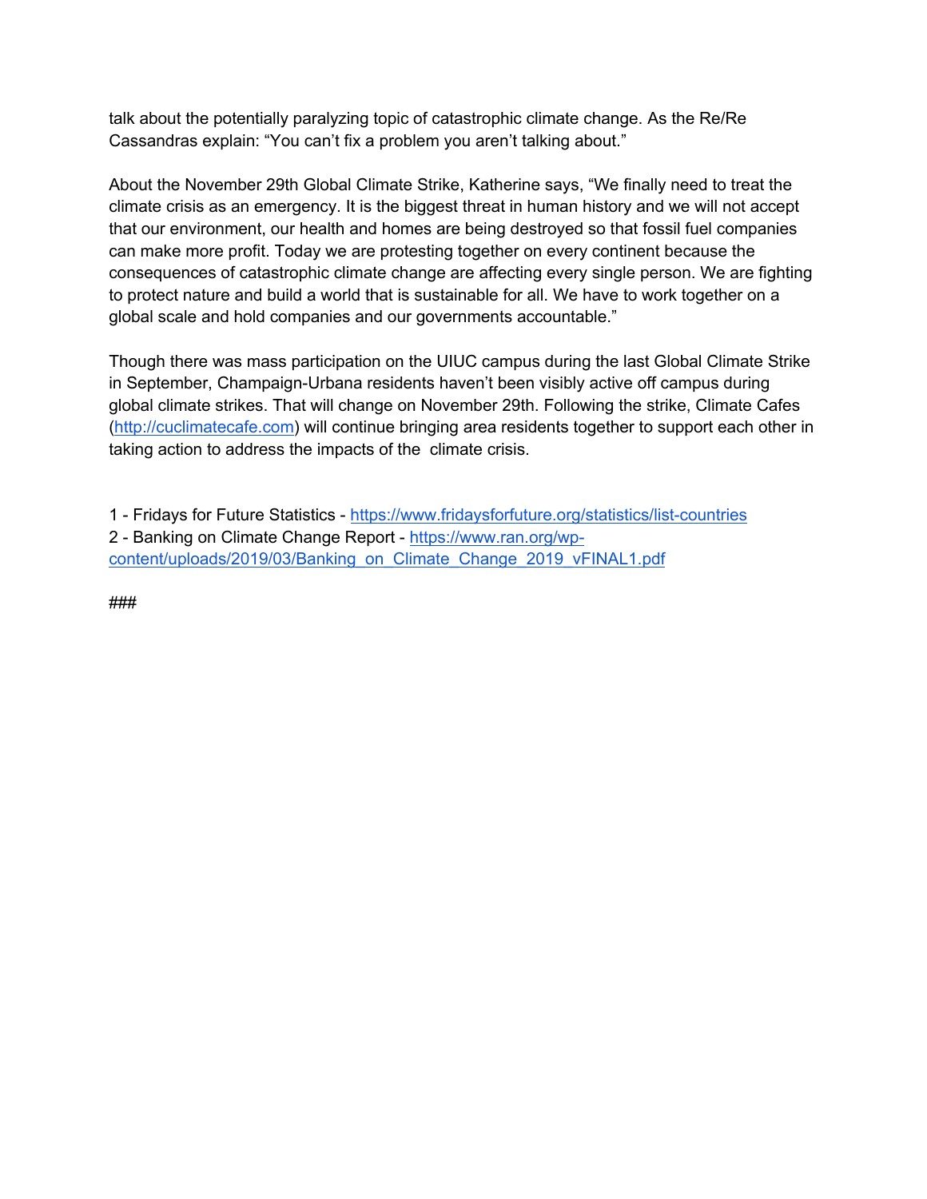talk about the potentially paralyzing topic of catastrophic climate change. As the Re/Re Cassandras explain: "You can't fix a problem you aren't talking about."

About the November 29th Global Climate Strike, Katherine says, "We finally need to treat the climate crisis as an emergency. It is the biggest threat in human history and we will not accept that our environment, our health and homes are being destroyed so that fossil fuel companies can make more profit. Today we are protesting together on every continent because the consequences of catastrophic climate change are affecting every single person. We are fighting to protect nature and build a world that is sustainable for all. We have to work together on a global scale and hold companies and our governments accountable."

Though there was mass participation on the UIUC campus during the last Global Climate Strike in September, Champaign-Urbana residents haven't been visibly active off campus during global climate strikes. That will change on November 29th. Following the strike, Climate Cafes (http://cuclimatecafe.com) will continue bringing area residents together to support each other in taking action to address the impacts of the climate crisis.

1 - Fridays for Future Statistics - https://www.fridaysforfuture.org/statistics/list-countries
2 - Banking on Climate Change Report - https://www.ran.org/wp-content/uploads/2019/03/Banking_on_Climate_Change_2019_vFINAL1.pdf

###